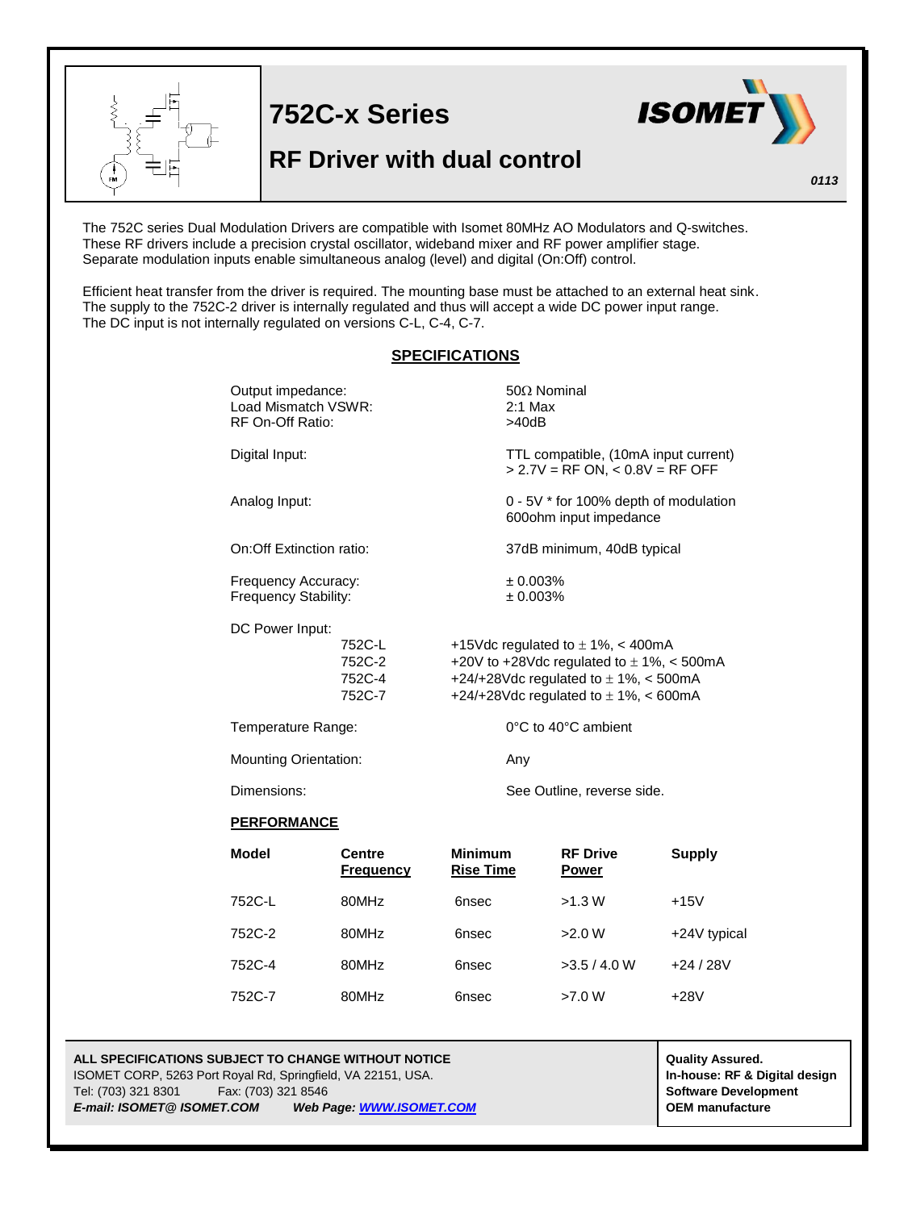# 752C-x Series

## RF Driver with dual control

*0113*

The 752C series Dual Modulation Drivers are compatible with Isomet 80MHz AO Modulators and Q-switches. These RF drivers include a precision crystal oscillator, wideband mixer and RF power amplifier stage. Separate modulation inputs enable simultaneous analog (level) and digital (On:Off) control.

Efficient heat transfer from the driver is required. The mounting base must be attached to an external heat sink. The supply to the 752C-2 driver is internally regulated and thus will accept a wide DC power input range. The DC input is not internally regulated on versions C-L, C-4, C-7.

## SPECIFICATIONS

| | |
|---|---|
| Output impedance: | 50Ω Nominal |
| Load Mismatch VSWR: | 2:1 Max |
| RF On-Off Ratio: | >40dB |
| Digital Input: | TTL compatible, (10mA input current)<br>> 2.7V = RF ON, < 0.8V = RF OFF |
| Analog Input: | 0 - 5V * for 100% depth of modulation<br>600ohm input impedance |
| On:Off Extinction ratio: | 37dB minimum, 40dB typical |
| Frequency Accuracy: | ± 0.003% |
| Frequency Stability: | ± 0.003% |

DC Power Input:

| | |
|---|---|
| 752C-L | +15Vdc regulated to ± 1%, < 400mA |
| 752C-2 | +20V to +28Vdc regulated to ± 1%, < 500mA |
| 752C-4 | +24/+28Vdc regulated to ± 1%, < 500mA |
| 752C-7 | +24/+28Vdc regulated to ± 1%, < 600mA |

| | |
|---|---|
| Temperature Range: | 0°C to 40°C ambient |
| Mounting Orientation: | Any |
| Dimensions: | See Outline, reverse side. |

### PERFORMANCE

| Model | Centre Frequency | Minimum Rise Time | RF Drive Power | Supply |
|---|---|---|---|---|
| 752C-L | 80MHz | 6nsec | >1.3 W | +15V |
| 752C-2 | 80MHz | 6nsec | >2.0 W | +24V typical |
| 752C-4 | 80MHz | 6nsec | >3.5 / 4.0 W | +24 / 28V |
| 752C-7 | 80MHz | 6nsec | >7.0 W | +28V |

**ALL SPECIFICATIONS SUBJECT TO CHANGE WITHOUT NOTICE**
ISOMET CORP, 5263 Port Royal Rd, Springfield, VA 22151, USA.
Tel: (703) 321 8301 Fax: (703) 321 8546
***E-mail: ISOMET@ ISOMET.COM*** ***Web Page: WWW.ISOMET.COM***

**Quality Assured.**
**In-house: RF & Digital design**
**Software Development**
**OEM manufacture**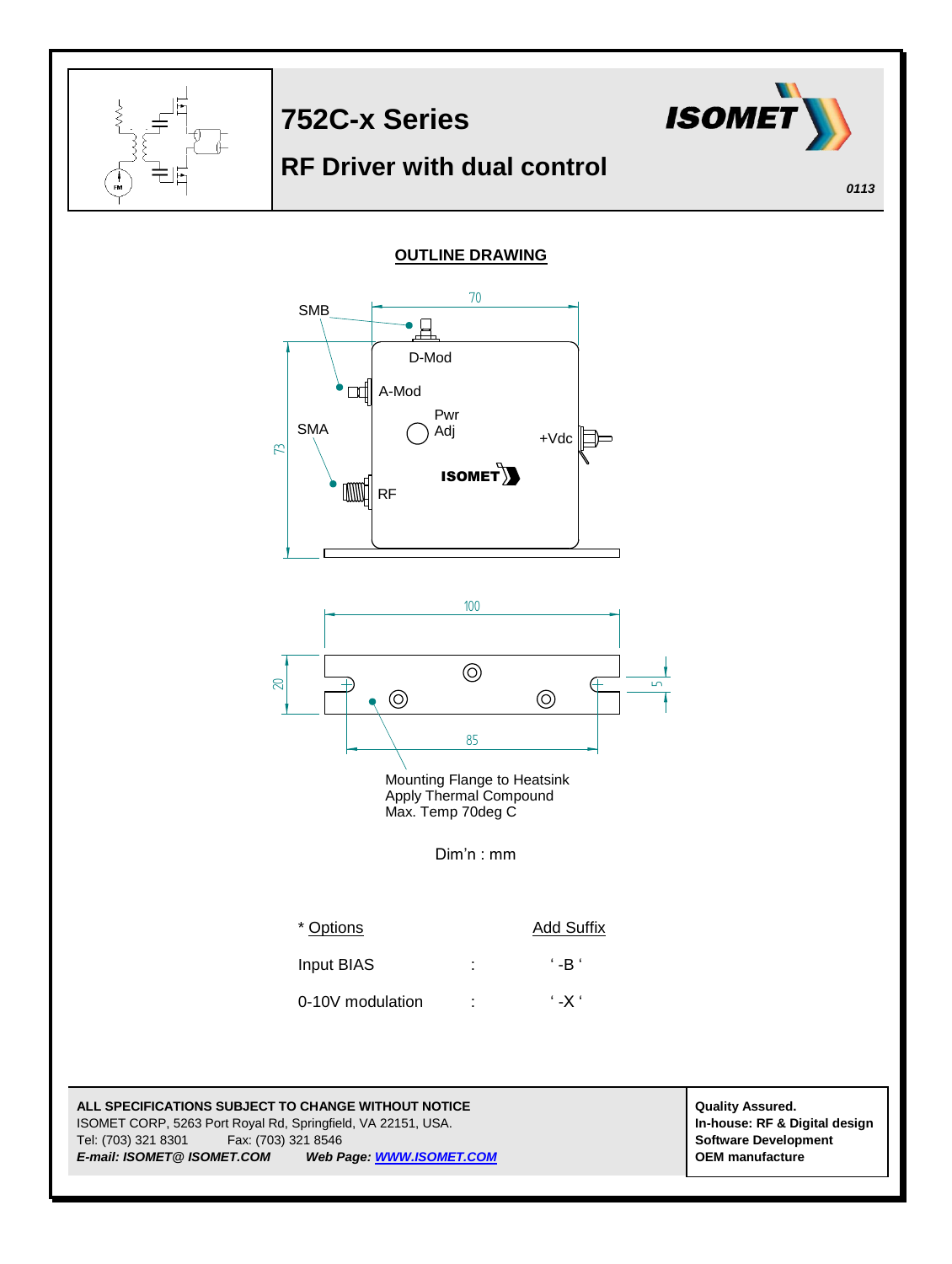# 752C-x Series

## RF Driver with dual control

0113

**OUTLINE DRAWING**

SMB

70

D-Mod

A-Mod

Pwr Adj

SMA

+Vdc

73

ISOMET

RF

100

20

5

85

Mounting Flange to Heatsink
Apply Thermal Compound
Max. Temp 70deg C

Dim'n : mm

| * Options | | Add Suffix |
|---|---|---|
| Input BIAS | : | ' -B ' |
| 0-10V modulation | : | ' -X ' |

**ALL SPECIFICATIONS SUBJECT TO CHANGE WITHOUT NOTICE**
ISOMET CORP, 5263 Port Royal Rd, Springfield, VA 22151, USA.
Tel: (703) 321 8301 Fax: (703) 321 8546
***E-mail: ISOMET@ ISOMET.COM*** ***Web Page: WWW.ISOMET.COM***

**Quality Assured.**
**In-house: RF & Digital design**
**Software Development**
**OEM manufacture**